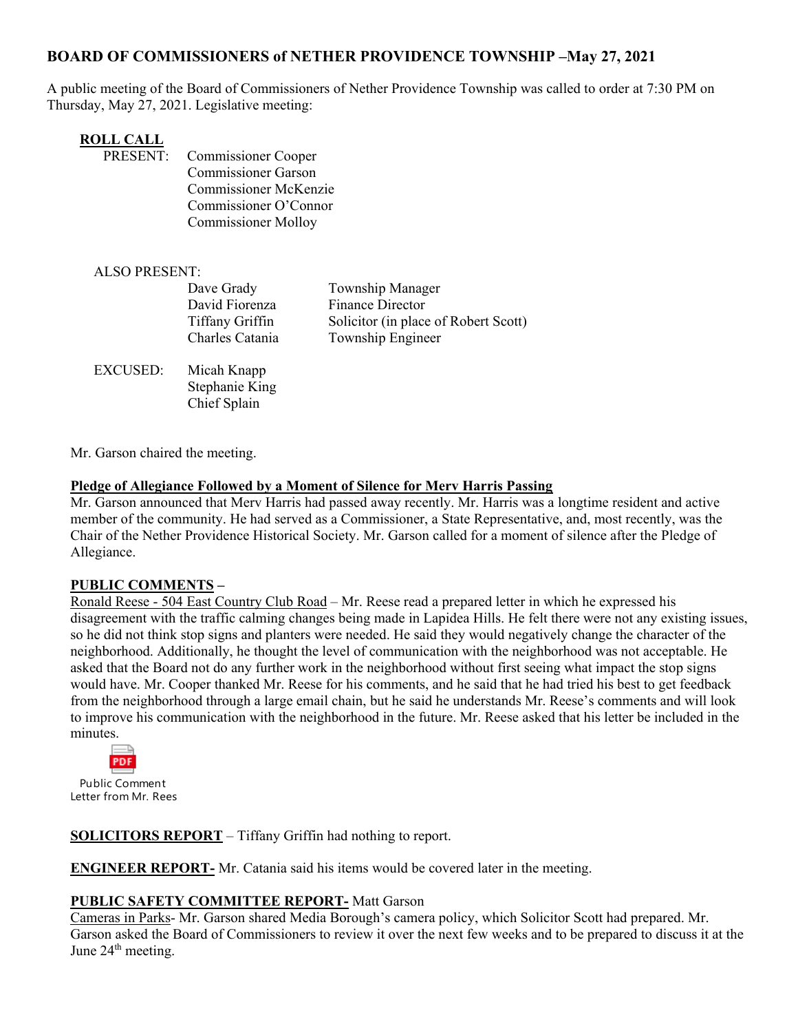## BOARD OF COMMISSIONERS of NETHER PROVIDENCE TOWNSHIP –May 27, 2021

A public meeting of the Board of Commissioners of Nether Providence Township was called to order at 7:30 PM on Thursday, May 27, 2021. Legislative meeting:

**ROLL CALL**

PRESENT:
- Commissioner Cooper
- Commissioner Garson
- Commissioner McKenzie
- Commissioner O'Connor
- Commissioner Molloy

ALSO PRESENT:

| | |
|---|---|
| Dave Grady | Township Manager |
| David Fiorenza | Finance Director |
| Tiffany Griffin | Solicitor (in place of Robert Scott) |
| Charles Catania | Township Engineer |

EXCUSED:
- Micah Knapp
- Stephanie King
- Chief Splain

Mr. Garson chaired the meeting.

**Pledge of Allegiance Followed by a Moment of Silence for Merv Harris Passing**

Mr. Garson announced that Merv Harris had passed away recently. Mr. Harris was a longtime resident and active member of the community. He had served as a Commissioner, a State Representative, and, most recently, was the Chair of the Nether Providence Historical Society. Mr. Garson called for a moment of silence after the Pledge of Allegiance.

**PUBLIC COMMENTS –**

Ronald Reese - 504 East Country Club Road – Mr. Reese read a prepared letter in which he expressed his disagreement with the traffic calming changes being made in Lapidea Hills. He felt there were not any existing issues, so he did not think stop signs and planters were needed. He said they would negatively change the character of the neighborhood. Additionally, he thought the level of communication with the neighborhood was not acceptable. He asked that the Board not do any further work in the neighborhood without first seeing what impact the stop signs would have. Mr. Cooper thanked Mr. Reese for his comments, and he said that he had tried his best to get feedback from the neighborhood through a large email chain, but he said he understands Mr. Reese's comments and will look to improve his communication with the neighborhood in the future. Mr. Reese asked that his letter be included in the minutes.

Public Comment Letter from Mr. Rees

**SOLICITORS REPORT** – Tiffany Griffin had nothing to report.

**ENGINEER REPORT-** Mr. Catania said his items would be covered later in the meeting.

**PUBLIC SAFETY COMMITTEE REPORT-** Matt Garson

Cameras in Parks- Mr. Garson shared Media Borough's camera policy, which Solicitor Scott had prepared. Mr. Garson asked the Board of Commissioners to review it over the next few weeks and to be prepared to discuss it at the June 24th meeting.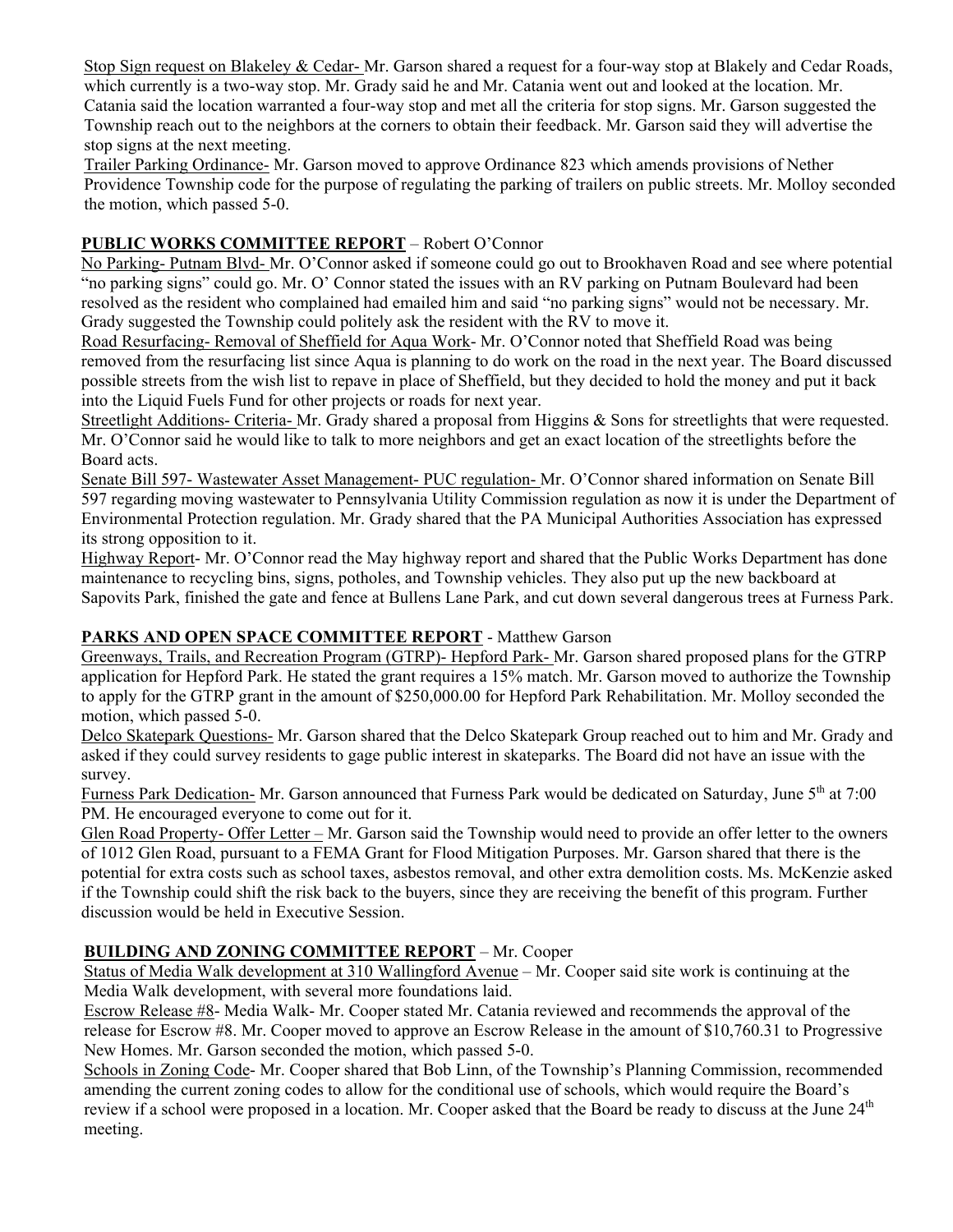Stop Sign request on Blakeley & Cedar- Mr. Garson shared a request for a four-way stop at Blakely and Cedar Roads, which currently is a two-way stop. Mr. Grady said he and Mr. Catania went out and looked at the location. Mr. Catania said the location warranted a four-way stop and met all the criteria for stop signs. Mr. Garson suggested the Township reach out to the neighbors at the corners to obtain their feedback. Mr. Garson said they will advertise the stop signs at the next meeting.

Trailer Parking Ordinance- Mr. Garson moved to approve Ordinance 823 which amends provisions of Nether Providence Township code for the purpose of regulating the parking of trailers on public streets. Mr. Molloy seconded the motion, which passed 5-0.

**PUBLIC WORKS COMMITTEE REPORT** – Robert O'Connor

No Parking- Putnam Blvd- Mr. O'Connor asked if someone could go out to Brookhaven Road and see where potential "no parking signs" could go. Mr. O' Connor stated the issues with an RV parking on Putnam Boulevard had been resolved as the resident who complained had emailed him and said "no parking signs" would not be necessary. Mr. Grady suggested the Township could politely ask the resident with the RV to move it.

Road Resurfacing- Removal of Sheffield for Aqua Work- Mr. O'Connor noted that Sheffield Road was being removed from the resurfacing list since Aqua is planning to do work on the road in the next year. The Board discussed possible streets from the wish list to repave in place of Sheffield, but they decided to hold the money and put it back into the Liquid Fuels Fund for other projects or roads for next year.

Streetlight Additions- Criteria- Mr. Grady shared a proposal from Higgins & Sons for streetlights that were requested. Mr. O'Connor said he would like to talk to more neighbors and get an exact location of the streetlights before the Board acts.

Senate Bill 597- Wastewater Asset Management- PUC regulation- Mr. O'Connor shared information on Senate Bill 597 regarding moving wastewater to Pennsylvania Utility Commission regulation as now it is under the Department of Environmental Protection regulation. Mr. Grady shared that the PA Municipal Authorities Association has expressed its strong opposition to it.

Highway Report- Mr. O'Connor read the May highway report and shared that the Public Works Department has done maintenance to recycling bins, signs, potholes, and Township vehicles. They also put up the new backboard at Sapovits Park, finished the gate and fence at Bullens Lane Park, and cut down several dangerous trees at Furness Park.

**PARKS AND OPEN SPACE COMMITTEE REPORT** - Matthew Garson

Greenways, Trails, and Recreation Program (GTRP)- Hepford Park- Mr. Garson shared proposed plans for the GTRP application for Hepford Park. He stated the grant requires a 15% match. Mr. Garson moved to authorize the Township to apply for the GTRP grant in the amount of $250,000.00 for Hepford Park Rehabilitation. Mr. Molloy seconded the motion, which passed 5-0.

Delco Skatepark Questions- Mr. Garson shared that the Delco Skatepark Group reached out to him and Mr. Grady and asked if they could survey residents to gage public interest in skateparks. The Board did not have an issue with the survey.

Furness Park Dedication- Mr. Garson announced that Furness Park would be dedicated on Saturday, June 5th at 7:00 PM. He encouraged everyone to come out for it.

Glen Road Property- Offer Letter – Mr. Garson said the Township would need to provide an offer letter to the owners of 1012 Glen Road, pursuant to a FEMA Grant for Flood Mitigation Purposes. Mr. Garson shared that there is the potential for extra costs such as school taxes, asbestos removal, and other extra demolition costs. Ms. McKenzie asked if the Township could shift the risk back to the buyers, since they are receiving the benefit of this program. Further discussion would be held in Executive Session.

**BUILDING AND ZONING COMMITTEE REPORT** – Mr. Cooper

Status of Media Walk development at 310 Wallingford Avenue – Mr. Cooper said site work is continuing at the Media Walk development, with several more foundations laid.

Escrow Release #8- Media Walk- Mr. Cooper stated Mr. Catania reviewed and recommends the approval of the release for Escrow #8. Mr. Cooper moved to approve an Escrow Release in the amount of $10,760.31 to Progressive New Homes. Mr. Garson seconded the motion, which passed 5-0.

Schools in Zoning Code- Mr. Cooper shared that Bob Linn, of the Township's Planning Commission, recommended amending the current zoning codes to allow for the conditional use of schools, which would require the Board's review if a school were proposed in a location. Mr. Cooper asked that the Board be ready to discuss at the June 24th meeting.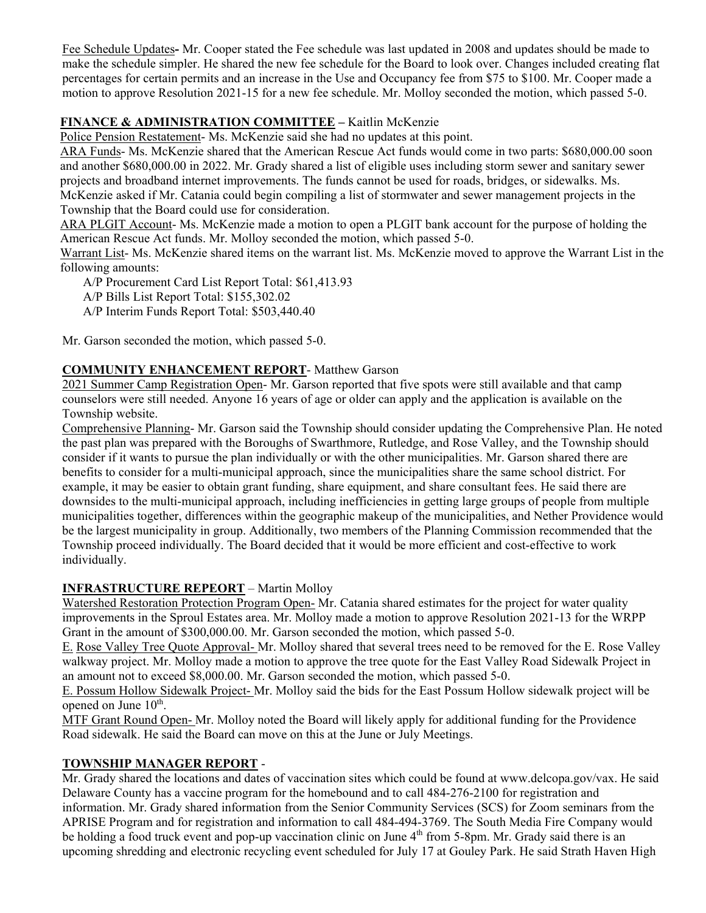Fee Schedule Updates- Mr. Cooper stated the Fee schedule was last updated in 2008 and updates should be made to make the schedule simpler. He shared the new fee schedule for the Board to look over. Changes included creating flat percentages for certain permits and an increase in the Use and Occupancy fee from $75 to $100. Mr. Cooper made a motion to approve Resolution 2021-15 for a new fee schedule. Mr. Molloy seconded the motion, which passed 5-0.

**FINANCE & ADMINISTRATION COMMITTEE** – Kaitlin McKenzie

Police Pension Restatement- Ms. McKenzie said she had no updates at this point.

ARA Funds- Ms. McKenzie shared that the American Rescue Act funds would come in two parts: $680,000.00 soon and another $680,000.00 in 2022. Mr. Grady shared a list of eligible uses including storm sewer and sanitary sewer projects and broadband internet improvements. The funds cannot be used for roads, bridges, or sidewalks. Ms. McKenzie asked if Mr. Catania could begin compiling a list of stormwater and sewer management projects in the Township that the Board could use for consideration.

ARA PLGIT Account- Ms. McKenzie made a motion to open a PLGIT bank account for the purpose of holding the American Rescue Act funds. Mr. Molloy seconded the motion, which passed 5-0.

Warrant List- Ms. McKenzie shared items on the warrant list. Ms. McKenzie moved to approve the Warrant List in the following amounts:

A/P Procurement Card List Report Total: $61,413.93
A/P Bills List Report Total: $155,302.02
A/P Interim Funds Report Total: $503,440.40

Mr. Garson seconded the motion, which passed 5-0.

**COMMUNITY ENHANCEMENT REPORT**- Matthew Garson

2021 Summer Camp Registration Open- Mr. Garson reported that five spots were still available and that camp counselors were still needed. Anyone 16 years of age or older can apply and the application is available on the Township website.

Comprehensive Planning- Mr. Garson said the Township should consider updating the Comprehensive Plan. He noted the past plan was prepared with the Boroughs of Swarthmore, Rutledge, and Rose Valley, and the Township should consider if it wants to pursue the plan individually or with the other municipalities. Mr. Garson shared there are benefits to consider for a multi-municipal approach, since the municipalities share the same school district. For example, it may be easier to obtain grant funding, share equipment, and share consultant fees. He said there are downsides to the multi-municipal approach, including inefficiencies in getting large groups of people from multiple municipalities together, differences within the geographic makeup of the municipalities, and Nether Providence would be the largest municipality in group. Additionally, two members of the Planning Commission recommended that the Township proceed individually. The Board decided that it would be more efficient and cost-effective to work individually.

**INFRASTRUCTURE REPEORT** – Martin Molloy

Watershed Restoration Protection Program Open- Mr. Catania shared estimates for the project for water quality improvements in the Sproul Estates area. Mr. Molloy made a motion to approve Resolution 2021-13 for the WRPP Grant in the amount of $300,000.00. Mr. Garson seconded the motion, which passed 5-0.

E. Rose Valley Tree Quote Approval- Mr. Molloy shared that several trees need to be removed for the E. Rose Valley walkway project. Mr. Molloy made a motion to approve the tree quote for the East Valley Road Sidewalk Project in an amount not to exceed $8,000.00. Mr. Garson seconded the motion, which passed 5-0.

E. Possum Hollow Sidewalk Project- Mr. Molloy said the bids for the East Possum Hollow sidewalk project will be opened on June 10th.

MTF Grant Round Open- Mr. Molloy noted the Board will likely apply for additional funding for the Providence Road sidewalk. He said the Board can move on this at the June or July Meetings.

**TOWNSHIP MANAGER REPORT** -

Mr. Grady shared the locations and dates of vaccination sites which could be found at www.delcopa.gov/vax. He said Delaware County has a vaccine program for the homebound and to call 484-276-2100 for registration and information. Mr. Grady shared information from the Senior Community Services (SCS) for Zoom seminars from the APRISE Program and for registration and information to call 484-494-3769. The South Media Fire Company would be holding a food truck event and pop-up vaccination clinic on June 4th from 5-8pm. Mr. Grady said there is an upcoming shredding and electronic recycling event scheduled for July 17 at Gouley Park. He said Strath Haven High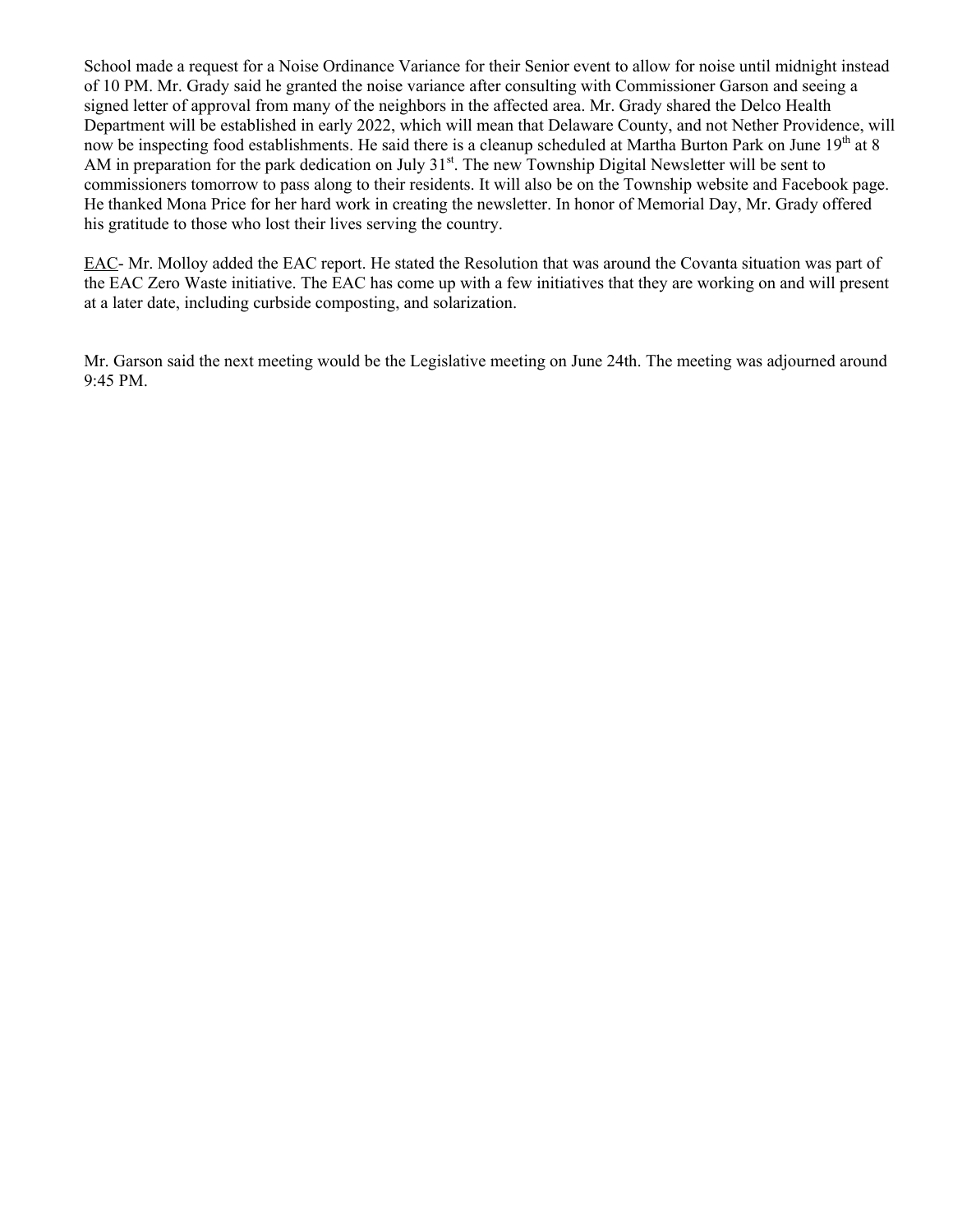School made a request for a Noise Ordinance Variance for their Senior event to allow for noise until midnight instead of 10 PM. Mr. Grady said he granted the noise variance after consulting with Commissioner Garson and seeing a signed letter of approval from many of the neighbors in the affected area. Mr. Grady shared the Delco Health Department will be established in early 2022, which will mean that Delaware County, and not Nether Providence, will now be inspecting food establishments. He said there is a cleanup scheduled at Martha Burton Park on June 19th at 8 AM in preparation for the park dedication on July 31st. The new Township Digital Newsletter will be sent to commissioners tomorrow to pass along to their residents. It will also be on the Township website and Facebook page. He thanked Mona Price for her hard work in creating the newsletter. In honor of Memorial Day, Mr. Grady offered his gratitude to those who lost their lives serving the country.

EAC- Mr. Molloy added the EAC report. He stated the Resolution that was around the Covanta situation was part of the EAC Zero Waste initiative. The EAC has come up with a few initiatives that they are working on and will present at a later date, including curbside composting, and solarization.

Mr. Garson said the next meeting would be the Legislative meeting on June 24th. The meeting was adjourned around 9:45 PM.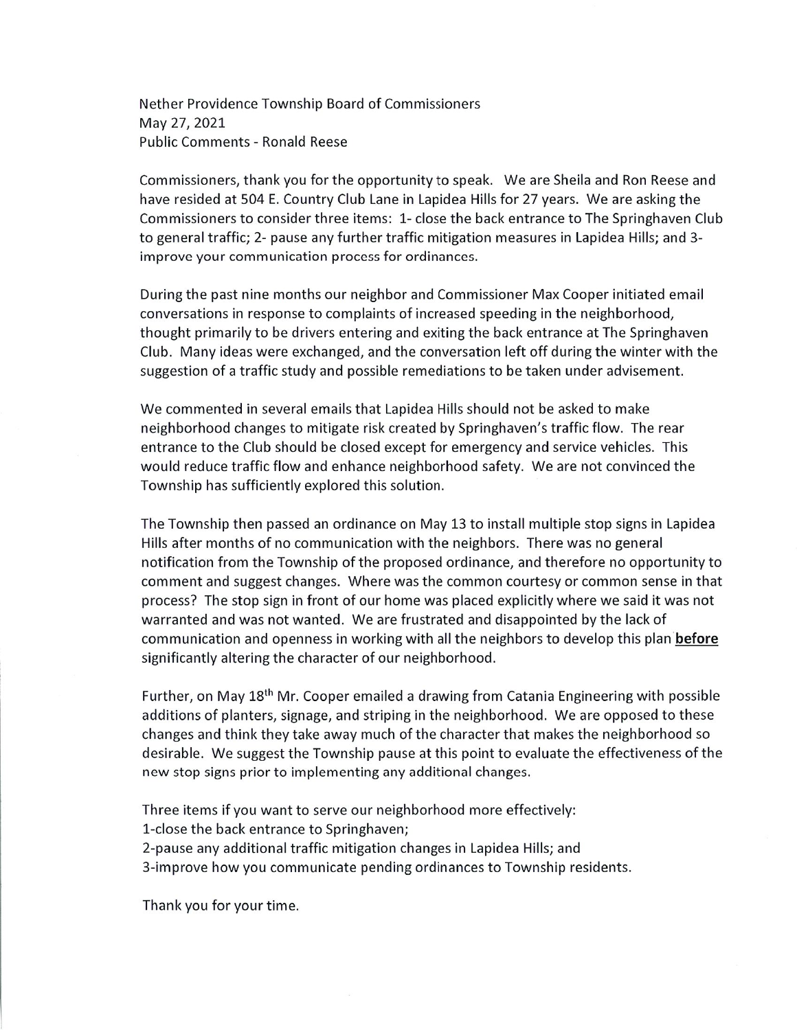Nether Providence Township Board of Commissioners
May 27, 2021
Public Comments - Ronald Reese

Commissioners, thank you for the opportunity to speak. We are Sheila and Ron Reese and have resided at 504 E. Country Club Lane in Lapidea Hills for 27 years. We are asking the Commissioners to consider three items: 1- close the back entrance to The Springhaven Club to general traffic; 2- pause any further traffic mitigation measures in Lapidea Hills; and 3- improve your communication process for ordinances.

During the past nine months our neighbor and Commissioner Max Cooper initiated email conversations in response to complaints of increased speeding in the neighborhood, thought primarily to be drivers entering and exiting the back entrance at The Springhaven Club. Many ideas were exchanged, and the conversation left off during the winter with the suggestion of a traffic study and possible remediations to be taken under advisement.

We commented in several emails that Lapidea Hills should not be asked to make neighborhood changes to mitigate risk created by Springhaven's traffic flow. The rear entrance to the Club should be closed except for emergency and service vehicles. This would reduce traffic flow and enhance neighborhood safety. We are not convinced the Township has sufficiently explored this solution.

The Township then passed an ordinance on May 13 to install multiple stop signs in Lapidea Hills after months of no communication with the neighbors. There was no general notification from the Township of the proposed ordinance, and therefore no opportunity to comment and suggest changes. Where was the common courtesy or common sense in that process? The stop sign in front of our home was placed explicitly where we said it was not warranted and was not wanted. We are frustrated and disappointed by the lack of communication and openness in working with all the neighbors to develop this plan **before** significantly altering the character of our neighborhood.

Further, on May 18th Mr. Cooper emailed a drawing from Catania Engineering with possible additions of planters, signage, and striping in the neighborhood. We are opposed to these changes and think they take away much of the character that makes the neighborhood so desirable. We suggest the Township pause at this point to evaluate the effectiveness of the new stop signs prior to implementing any additional changes.

Three items if you want to serve our neighborhood more effectively:
1-close the back entrance to Springhaven;
2-pause any additional traffic mitigation changes in Lapidea Hills; and
3-improve how you communicate pending ordinances to Township residents.

Thank you for your time.